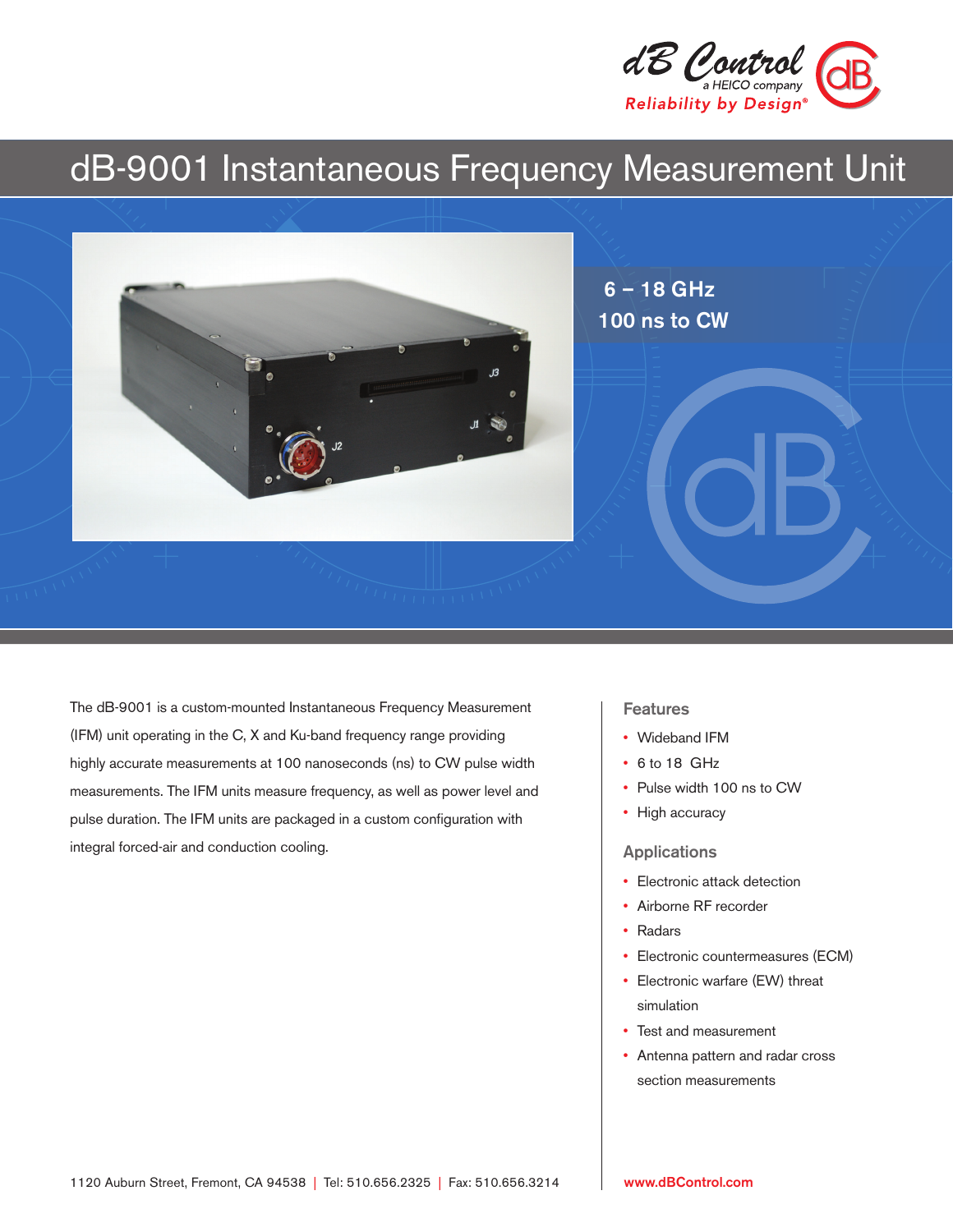dB Control
a HEICO company
*Reliability by Design®*

# dB-9001 Instantaneous Frequency Measurement Unit

**6 – 18 GHz**
**100 ns to CW**

The dB-9001 is a custom-mounted Instantaneous Frequency Measurement (IFM) unit operating in the C, X and Ku-band frequency range providing highly accurate measurements at 100 nanoseconds (ns) to CW pulse width measurements. The IFM units measure frequency, as well as power level and pulse duration. The IFM units are packaged in a custom configuration with integral forced-air and conduction cooling.

## Features

- Wideband IFM
- 6 to 18 GHz
- Pulse width 100 ns to CW
- High accuracy

## Applications

- Electronic attack detection
- Airborne RF recorder
- Radars
- Electronic countermeasures (ECM)
- Electronic warfare (EW) threat simulation
- Test and measurement
- Antenna pattern and radar cross section measurements

1120 Auburn Street, Fremont, CA 94538 | Tel: 510.656.2325 | Fax: 510.656.3214

www.dBControl.com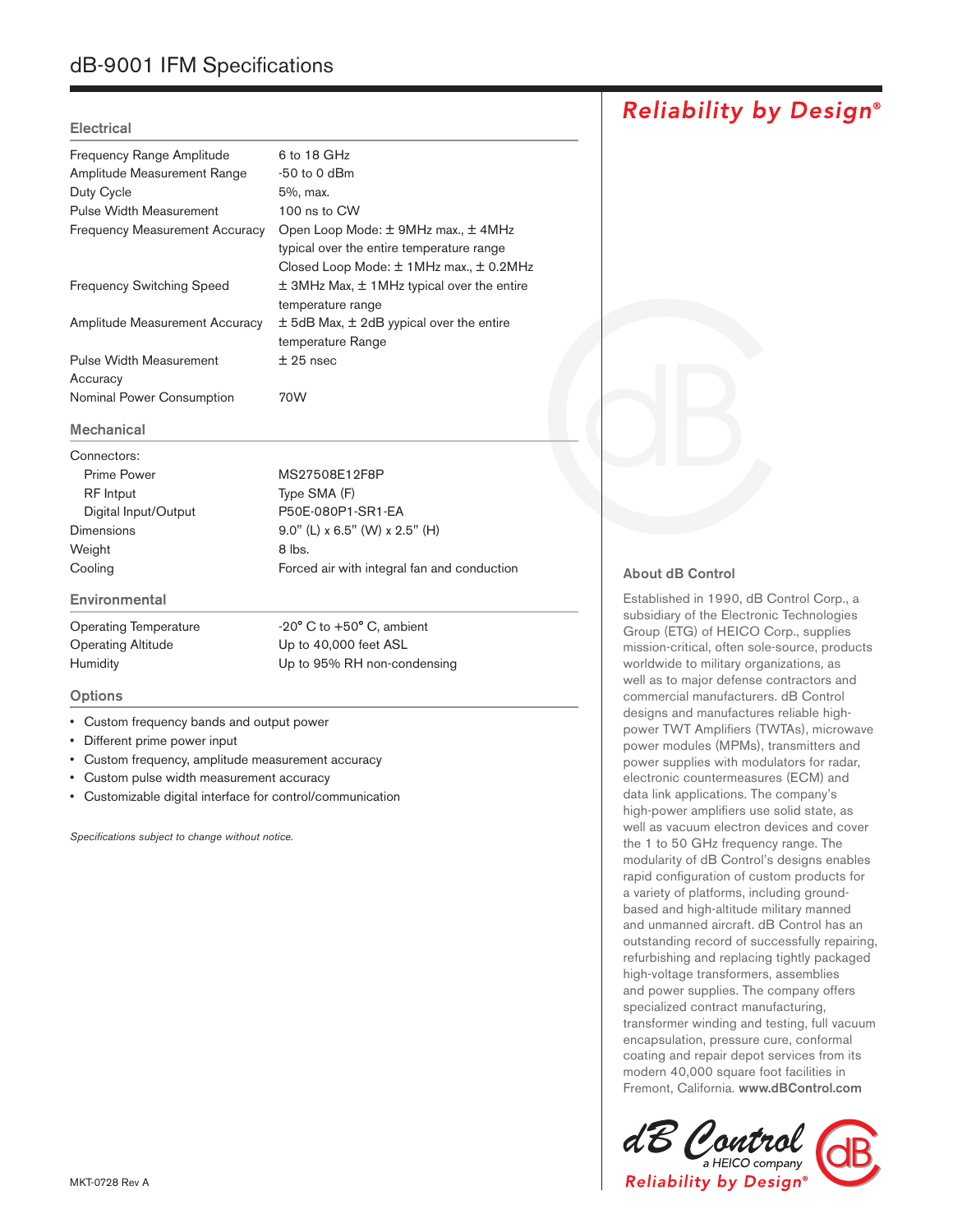# dB-9001 IFM Specifications

## Electrical

| | |
|---|---|
| Frequency Range Amplitude | 6 to 18 GHz |
| Amplitude Measurement Range | -50 to 0 dBm |
| Duty Cycle | 5%, max. |
| Pulse Width Measurement | 100 ns to CW |
| Frequency Measurement Accuracy | Open Loop Mode: ± 9MHz max., ± 4MHz typical over the entire temperature range<br>Closed Loop Mode: ± 1MHz max., ± 0.2MHz |
| Frequency Switching Speed | ± 3MHz Max, ± 1MHz typical over the entire temperature range |
| Amplitude Measurement Accuracy | ± 5dB Max, ± 2dB yypical over the entire temperature Range |
| Pulse Width Measurement Accuracy | ± 25 nsec |
| Nominal Power Consumption | 70W |

## Mechanical

| | |
|---|---|
| Connectors: | |
| Prime Power | MS27508E12F8P |
| RF Intput | Type SMA (F) |
| Digital Input/Output | P50E-080P1-SR1-EA |
| Dimensions | 9.0" (L) x 6.5" (W) x 2.5" (H) |
| Weight | 8 lbs. |
| Cooling | Forced air with integral fan and conduction |

## Environmental

| | |
|---|---|
| Operating Temperature | -20° C to +50° C, ambient |
| Operating Altitude | Up to 40,000 feet ASL |
| Humidity | Up to 95% RH non-condensing |

## Options

- Custom frequency bands and output power
- Different prime power input
- Custom frequency, amplitude measurement accuracy
- Custom pulse width measurement accuracy
- Customizable digital interface for control/communication

*Specifications subject to change without notice.*

MKT-0728 Rev A

*Reliability by Design®*

## About dB Control

Established in 1990, dB Control Corp., a subsidiary of the Electronic Technologies Group (ETG) of HEICO Corp., supplies mission-critical, often sole-source, products worldwide to military organizations, as well as to major defense contractors and commercial manufacturers. dB Control designs and manufactures reliable high-power TWT Amplifiers (TWTAs), microwave power modules (MPMs), transmitters and power supplies with modulators for radar, electronic countermeasures (ECM) and data link applications. The company's high-power amplifiers use solid state, as well as vacuum electron devices and cover the 1 to 50 GHz frequency range. The modularity of dB Control's designs enables rapid configuration of custom products for a variety of platforms, including ground-based and high-altitude military manned and unmanned aircraft. dB Control has an outstanding record of successfully repairing, refurbishing and replacing tightly packaged high-voltage transformers, assemblies and power supplies. The company offers specialized contract manufacturing, transformer winding and testing, full vacuum encapsulation, pressure cure, conformal coating and repair depot services from its modern 40,000 square foot facilities in Fremont, California. **www.dBControl.com**

dB Control
a HEICO company
*Reliability by Design®*